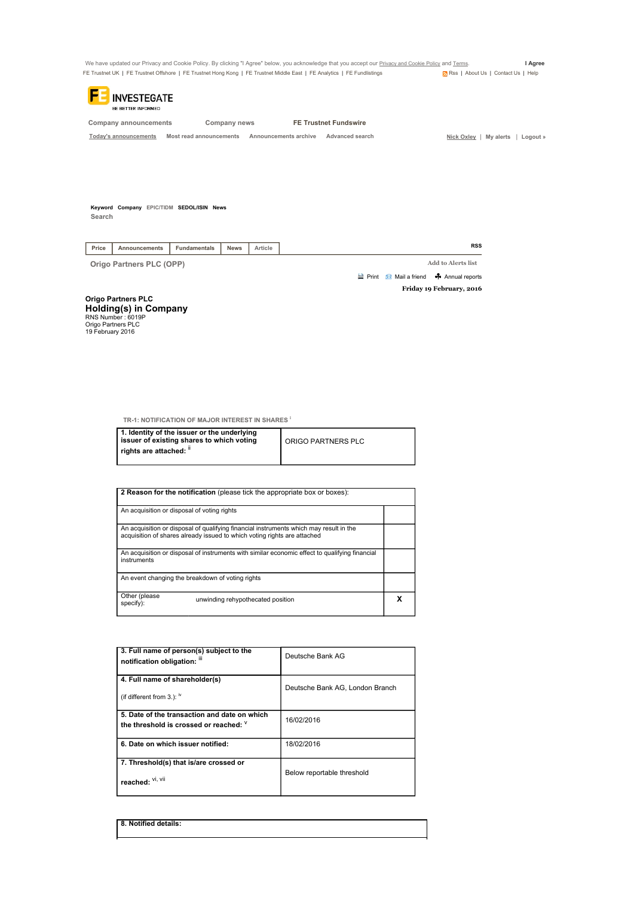We have updated our Privacy and Cookie Policy. By clicking "I Agree" below, you acknowledge that you accept our Privacy and Cookie Policy and Terms. **I Agree**

FE Trustnet UK | FE Trustnet Offshore | FE Trustnet Hong Kong | FE Trustnet Middle East | FE Analytics | FE Fundlistings    Rss | About Us | Contact Us | Help

FE INVESTEGATE
BE BETTER INFORMED

Company announcements    Company news    FE Trustnet Fundswire

Today's announcements    Most read announcements    Announcements archive    Advanced search    Nick Oxley | My alerts | Logout »

Keyword Company EPIC/TIDM SEDOL/ISIN News
Search

Price | Announcements | Fundamentals | News | Article    RSS

Origo Partners PLC (OPP)    Add to Alerts list

Print    Mail a friend    Annual reports

Friday 19 February, 2016

**Origo Partners PLC**

## Holding(s) in Company

RNS Number : 6019P
Origo Partners PLC
19 February 2016

TR-1: NOTIFICATION OF MAJOR INTEREST IN SHARES [i]

| **1. Identity of the issuer or the underlying issuer of existing shares to which voting rights are attached:** [ii] | ORIGO PARTNERS PLC |
|---|---|

| **2 Reason for the notification** (please tick the appropriate box or boxes): | | |
|---|---|---|
| An acquisition or disposal of voting rights | | |
| An acquisition or disposal of qualifying financial instruments which may result in the acquisition of shares already issued to which voting rights are attached | | |
| An acquisition or disposal of instruments with similar economic effect to qualifying financial instruments | | |
| An event changing the breakdown of voting rights | | |
| Other (please specify): | unwinding rehypothecated position | X |

| **3. Full name of person(s) subject to the notification obligation:** [iii] | Deutsche Bank AG |
|---|---|
| **4. Full name of shareholder(s)** (if different from 3.): [iv] | Deutsche Bank AG, London Branch |
| **5. Date of the transaction and date on which the threshold is crossed or reached:** [v] | 16/02/2016 |
| **6. Date on which issuer notified:** | 18/02/2016 |
| **7. Threshold(s) that is/are crossed or reached:** [vi, vii] | Below reportable threshold |

| **8. Notified details:** |
|---|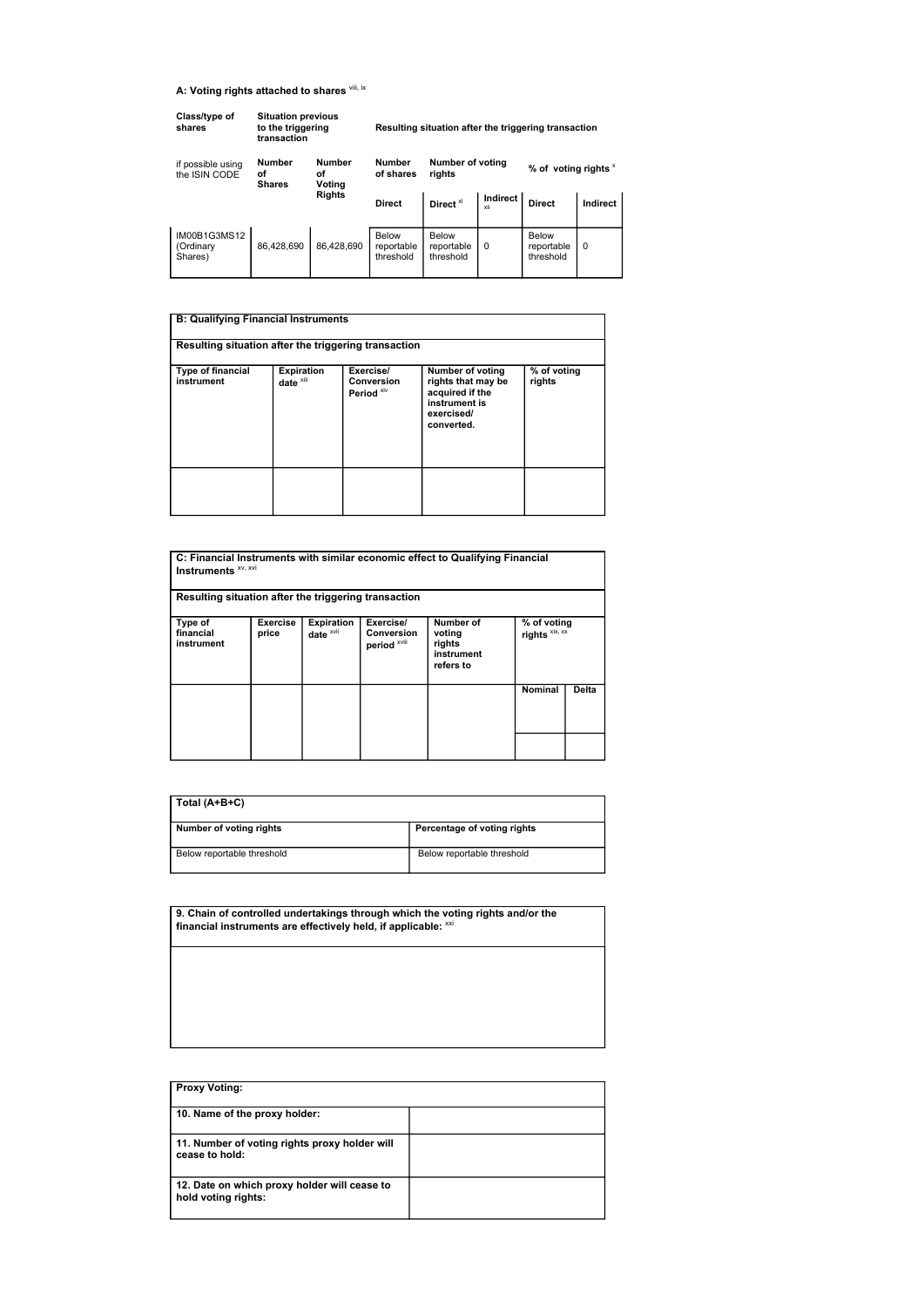**A: Voting rights attached to shares** [viii, ix]

| Class/type of shares | Situation previous to the triggering transaction | | Resulting situation after the triggering transaction | | | | |
|---|---|---|---|---|---|---|---|
| if possible using the ISIN CODE | Number of Shares | Number of Voting Rights | Number of shares | Number of voting rights | | % of voting rights [x] | |
| | | | Direct | Direct [xi] | Indirect [xii] | Direct | Indirect |
| IM00B1G3MS12 (Ordinary Shares) | 86,428,690 | 86,428,690 | Below reportable threshold | Below reportable threshold | 0 | Below reportable threshold | 0 |

| **B: Qualifying Financial Instruments** | | | | |
|---|---|---|---|---|
| **Resulting situation after the triggering transaction** | | | | |
| **Type of financial instrument** | **Expiration date** [xiii] | **Exercise/ Conversion Period** [xiv] | **Number of voting rights that may be acquired if the instrument is exercised/ converted.** | **% of voting rights** |
| | | | | |

| **C: Financial Instruments with similar economic effect to Qualifying Financial Instruments** [xv, xvi] | | | | | | |
|---|---|---|---|---|---|---|
| **Resulting situation after the triggering transaction** | | | | | | |
| **Type of financial instrument** | **Exercise price** | **Expiration date** [xvii] | **Exercise/ Conversion period** [xviii] | **Number of voting rights instrument refers to** | **% of voting rights** [xix, xx] | |
| | | | | | **Nominal** | **Delta** |
| | | | | | | |

| **Total (A+B+C)** | |
|---|---|
| **Number of voting rights** | **Percentage of voting rights** |
| Below reportable threshold | Below reportable threshold |

| **9. Chain of controlled undertakings through which the voting rights and/or the financial instruments are effectively held, if applicable:** [xxi] |
|---|
| |

| **Proxy Voting:** | |
|---|---|
| **10. Name of the proxy holder:** | |
| **11. Number of voting rights proxy holder will cease to hold:** | |
| **12. Date on which proxy holder will cease to hold voting rights:** | |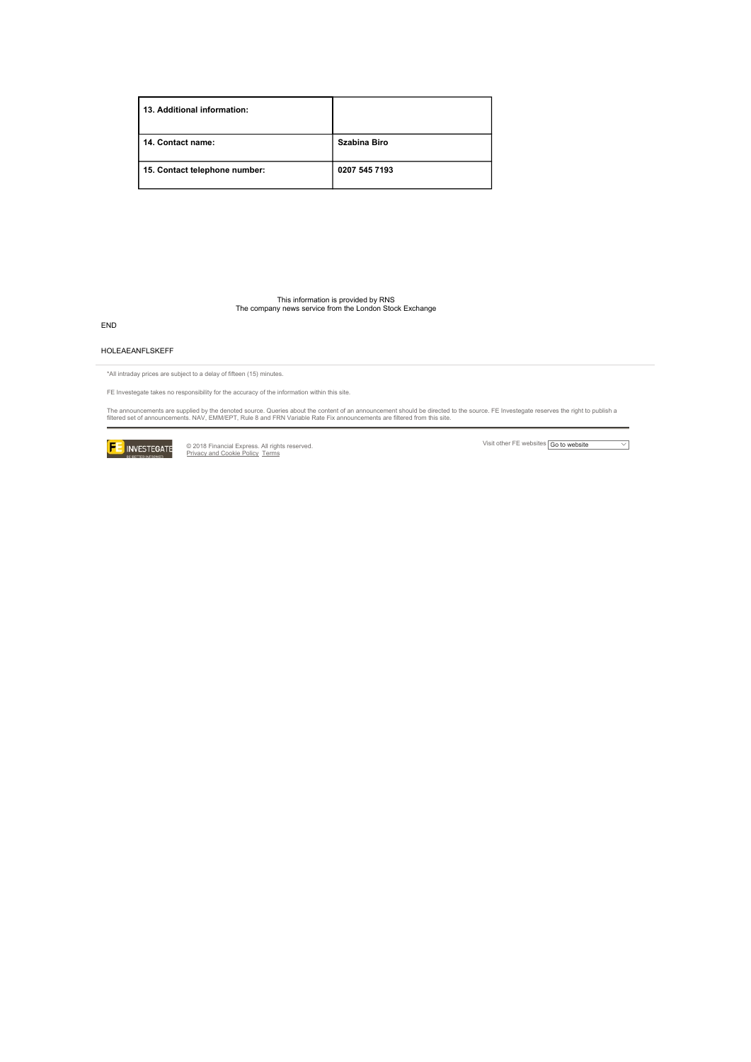| | |
|---|---|
| **13. Additional information:** | |
| **14. Contact name:** | **Szabina Biro** |
| **15. Contact telephone number:** | **0207 545 7193** |

This information is provided by RNS
The company news service from the London Stock Exchange

END

HOLEAEANFLSKEFF

*All intraday prices are subject to a delay of fifteen (15) minutes.

FE Investegate takes no responsibility for the accuracy of the information within this site.

The announcements are supplied by the denoted source. Queries about the content of an announcement should be directed to the source. FE Investegate reserves the right to publish a filtered set of announcements. NAV, EMM/EPT, Rule 8 and FRN Variable Rate Fix announcements are filtered from this site.

© 2018 Financial Express. All rights reserved.
Privacy and Cookie Policy Terms

Visit other FE websites Go to website